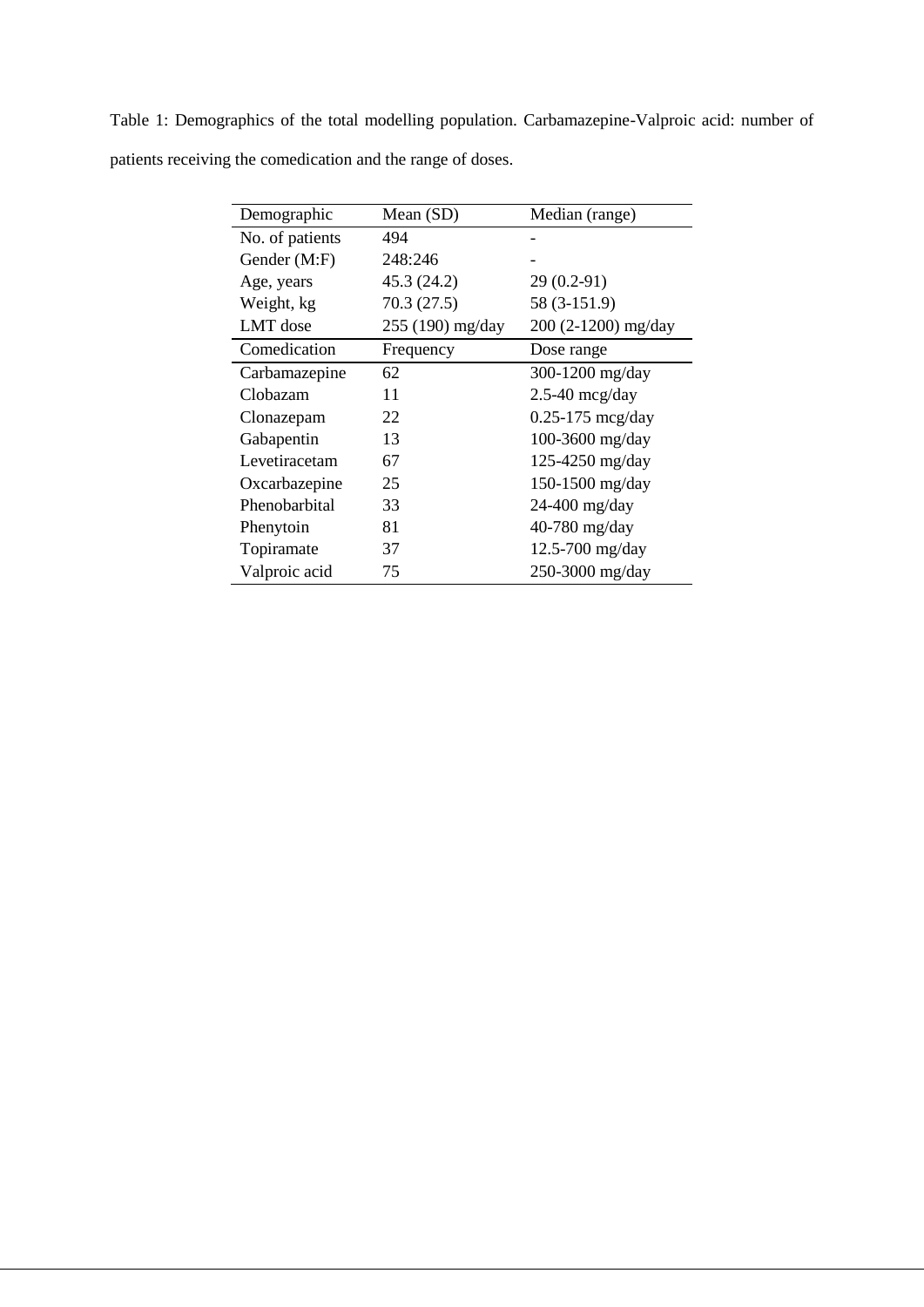Table 1: Demographics of the total modelling population. Carbamazepine-Valproic acid: number of patients receiving the comedication and the range of doses.

| Demographic | Mean (SD) | Median (range) |
| --- | --- | --- |
| No. of patients | 494 | - |
| Gender (M:F) | 248:246 | - |
| Age, years | 45.3 (24.2) | 29 (0.2-91) |
| Weight, kg | 70.3 (27.5) | 58 (3-151.9) |
| LMT dose | 255 (190) mg/day | 200 (2-1200) mg/day |
| **Comedication** | **Frequency** | **Dose range** |
| Carbamazepine | 62 | 300-1200 mg/day |
| Clobazam | 11 | 2.5-40 mcg/day |
| Clonazepam | 22 | 0.25-175 mcg/day |
| Gabapentin | 13 | 100-3600 mg/day |
| Levetiracetam | 67 | 125-4250 mg/day |
| Oxcarbazepine | 25 | 150-1500 mg/day |
| Phenobarbital | 33 | 24-400 mg/day |
| Phenytoin | 81 | 40-780 mg/day |
| Topiramate | 37 | 12.5-700 mg/day |
| Valproic acid | 75 | 250-3000 mg/day |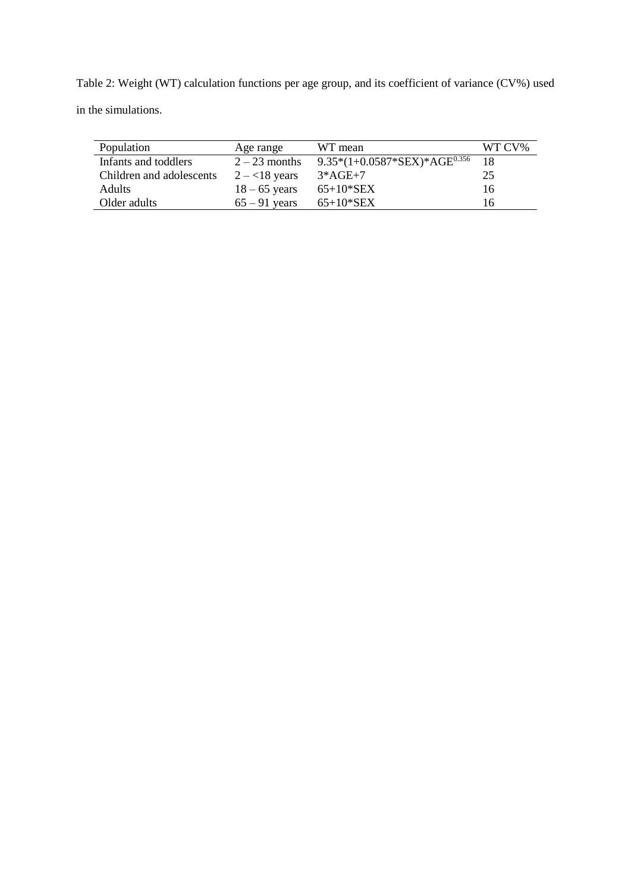Table 2: Weight (WT) calculation functions per age group, and its coefficient of variance (CV%) used in the simulations.

| Population | Age range | WT mean | WT CV% |
|---|---|---|---|
| Infants and toddlers | 2 – 23 months | $9.35*(1+0.0587*SEX)*AGE^{0.356}$ | 18 |
| Children and adolescents | 2 – <18 years | 3*AGE+7 | 25 |
| Adults | 18 – 65 years | 65+10*SEX | 16 |
| Older adults | 65 – 91 years | 65+10*SEX | 16 |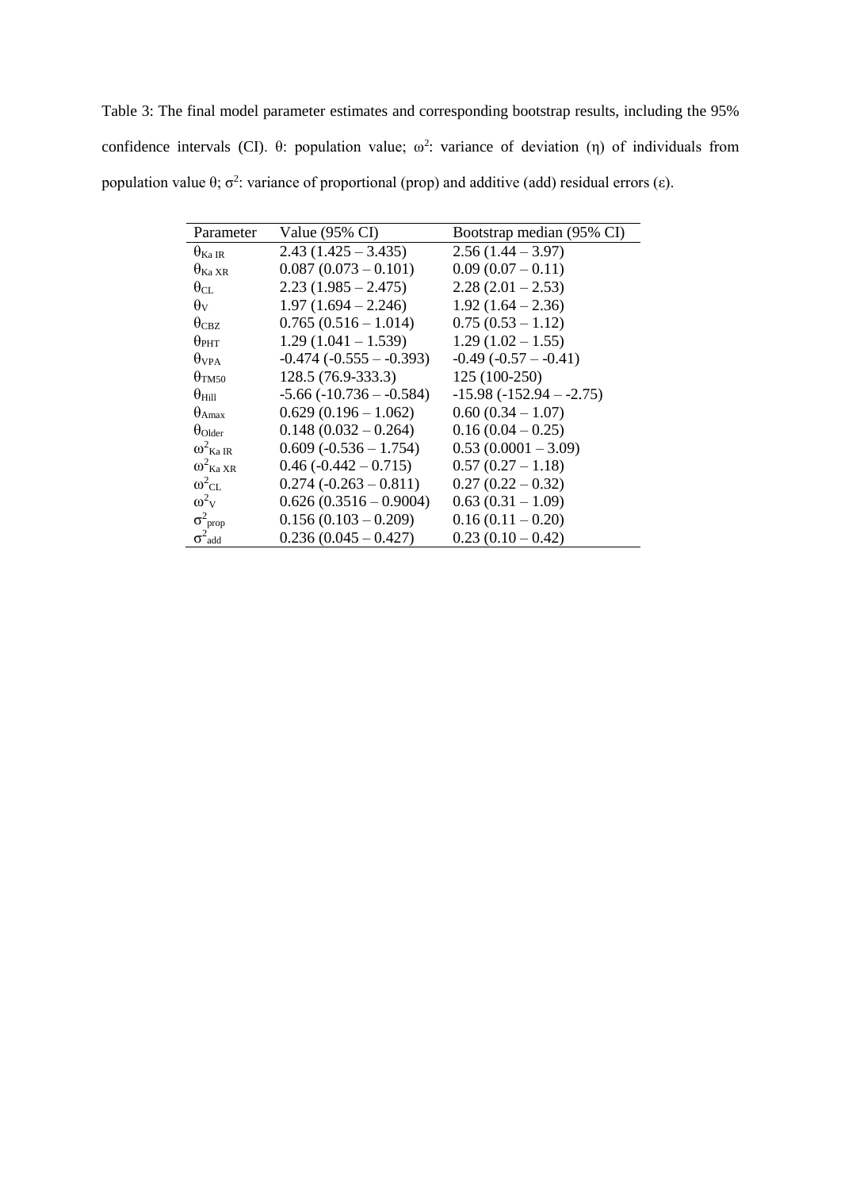Table 3: The final model parameter estimates and corresponding bootstrap results, including the 95% confidence intervals (CI). θ: population value; $\omega^2$: variance of deviation (η) of individuals from population value θ; $\sigma^2$: variance of proportional (prop) and additive (add) residual errors (ε).

| Parameter | Value (95% CI) | Bootstrap median (95% CI) |
|---|---|---|
| $\theta_{Ka\ IR}$ | 2.43 (1.425 – 3.435) | 2.56 (1.44 – 3.97) |
| $\theta_{Ka\ XR}$ | 0.087 (0.073 – 0.101) | 0.09 (0.07 – 0.11) |
| $\theta_{CL}$ | 2.23 (1.985 – 2.475) | 2.28 (2.01 – 2.53) |
| $\theta_{V}$ | 1.97 (1.694 – 2.246) | 1.92 (1.64 – 2.36) |
| $\theta_{CBZ}$ | 0.765 (0.516 – 1.014) | 0.75 (0.53 – 1.12) |
| $\theta_{PHT}$ | 1.29 (1.041 – 1.539) | 1.29 (1.02 – 1.55) |
| $\theta_{VPA}$ | -0.474 (-0.555 – -0.393) | -0.49 (-0.57 – -0.41) |
| $\theta_{TM50}$ | 128.5 (76.9-333.3) | 125 (100-250) |
| $\theta_{Hill}$ | -5.66 (-10.736 – -0.584) | -15.98 (-152.94 – -2.75) |
| $\theta_{Amax}$ | 0.629 (0.196 – 1.062) | 0.60 (0.34 – 1.07) |
| $\theta_{Older}$ | 0.148 (0.032 – 0.264) | 0.16 (0.04 – 0.25) |
| $\omega^2_{Ka\ IR}$ | 0.609 (-0.536 – 1.754) | 0.53 (0.0001 – 3.09) |
| $\omega^2_{Ka\ XR}$ | 0.46 (-0.442 – 0.715) | 0.57 (0.27 – 1.18) |
| $\omega^2_{CL}$ | 0.274 (-0.263 – 0.811) | 0.27 (0.22 – 0.32) |
| $\omega^2_{V}$ | 0.626 (0.3516 – 0.9004) | 0.63 (0.31 – 1.09) |
| $\sigma^2_{prop}$ | 0.156 (0.103 – 0.209) | 0.16 (0.11 – 0.20) |
| $\sigma^2_{add}$ | 0.236 (0.045 – 0.427) | 0.23 (0.10 – 0.42) |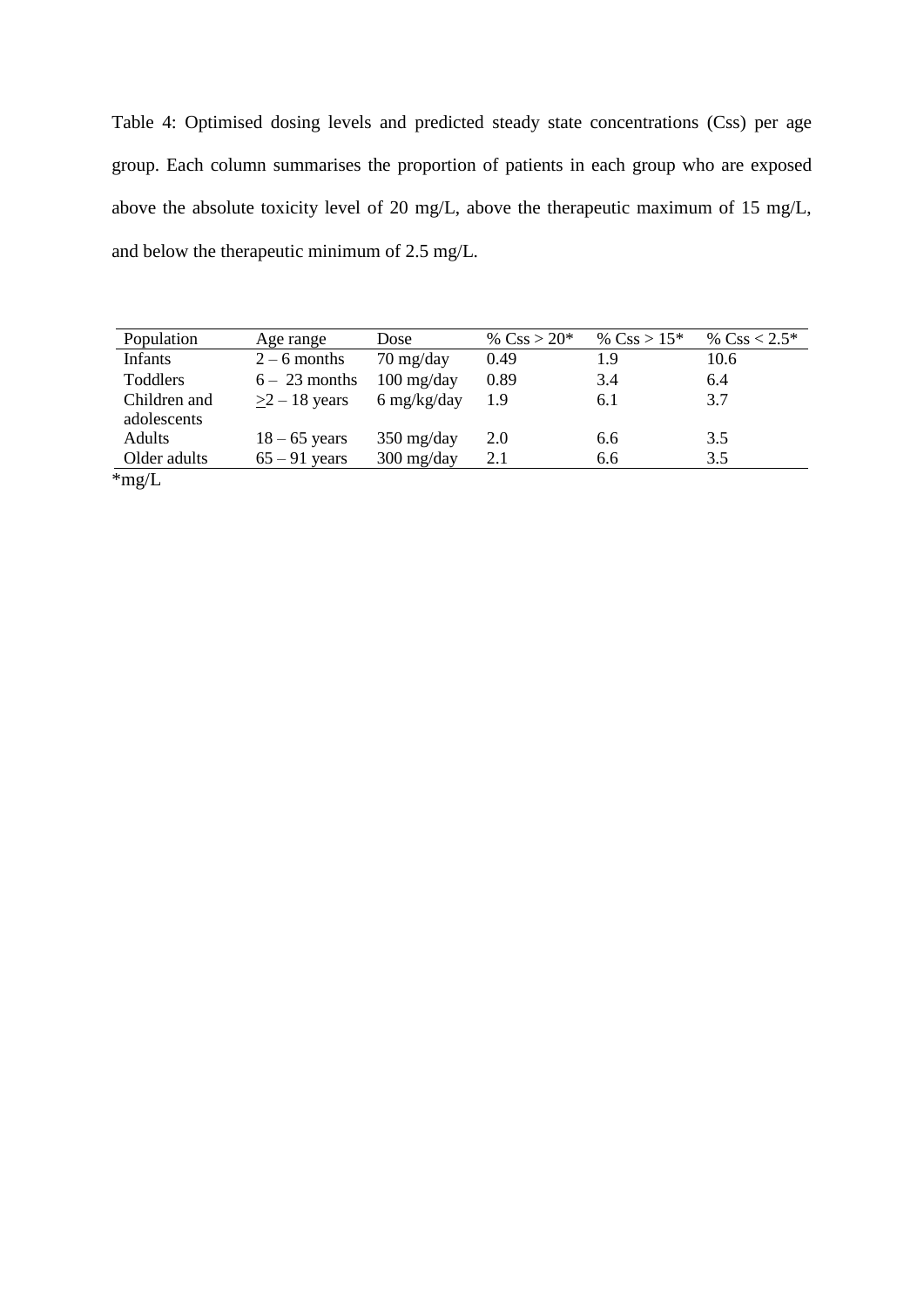Table 4: Optimised dosing levels and predicted steady state concentrations (Css) per age group. Each column summarises the proportion of patients in each group who are exposed above the absolute toxicity level of 20 mg/L, above the therapeutic maximum of 15 mg/L, and below the therapeutic minimum of 2.5 mg/L.

| Population | Age range | Dose | % Css > 20* | % Css > 15* | % Css < 2.5* |
|---|---|---|---|---|---|
| Infants | 2 – 6 months | 70 mg/day | 0.49 | 1.9 | 10.6 |
| Toddlers | 6 – 23 months | 100 mg/day | 0.89 | 3.4 | 6.4 |
| Children and adolescents | ≥2 – 18 years | 6 mg/kg/day | 1.9 | 6.1 | 3.7 |
| Adults | 18 – 65 years | 350 mg/day | 2.0 | 6.6 | 3.5 |
| Older adults | 65 – 91 years | 300 mg/day | 2.1 | 6.6 | 3.5 |

*mg/L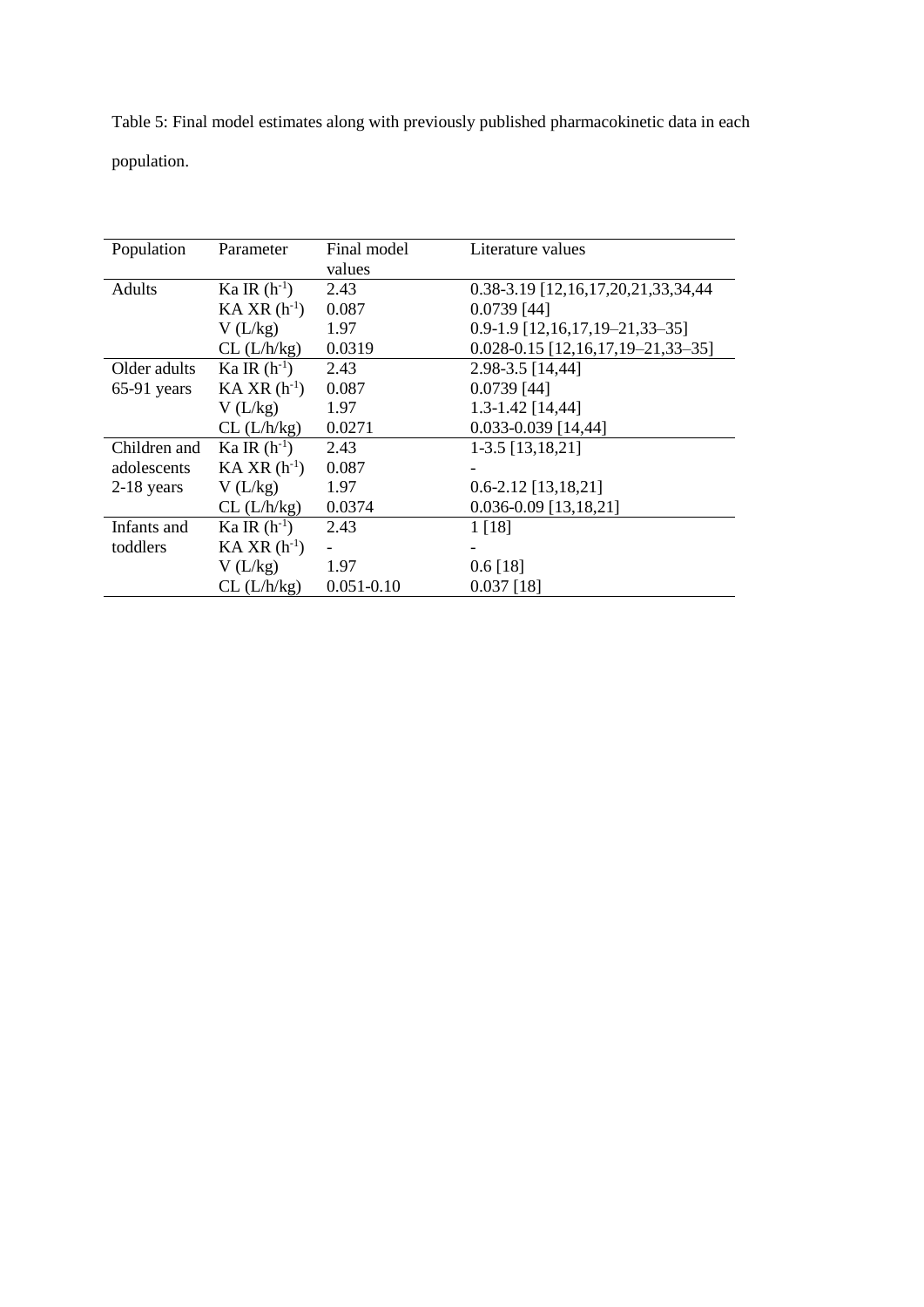Table 5: Final model estimates along with previously published pharmacokinetic data in each population.

| Population | Parameter | Final model values | Literature values |
|---|---|---|---|
| Adults | Ka IR ($h^{-1}$) | 2.43 | 0.38-3.19 [12,16,17,20,21,33,34,44 |
| | KA XR ($h^{-1}$) | 0.087 | 0.0739 [44] |
| | V (L/kg) | 1.97 | 0.9-1.9 [12,16,17,19–21,33–35] |
| | CL (L/h/kg) | 0.0319 | 0.028-0.15 [12,16,17,19–21,33–35] |
| Older adults 65-91 years | Ka IR ($h^{-1}$) | 2.43 | 2.98-3.5 [14,44] |
| | KA XR ($h^{-1}$) | 0.087 | 0.0739 [44] |
| | V (L/kg) | 1.97 | 1.3-1.42 [14,44] |
| | CL (L/h/kg) | 0.0271 | 0.033-0.039 [14,44] |
| Children and adolescents 2-18 years | Ka IR ($h^{-1}$) | 2.43 | 1-3.5 [13,18,21] |
| | KA XR ($h^{-1}$) | 0.087 | - |
| | V (L/kg) | 1.97 | 0.6-2.12 [13,18,21] |
| | CL (L/h/kg) | 0.0374 | 0.036-0.09 [13,18,21] |
| Infants and toddlers | Ka IR ($h^{-1}$) | 2.43 | 1 [18] |
| | KA XR ($h^{-1}$) | - | - |
| | V (L/kg) | 1.97 | 0.6 [18] |
| | CL (L/h/kg) | 0.051-0.10 | 0.037 [18] |